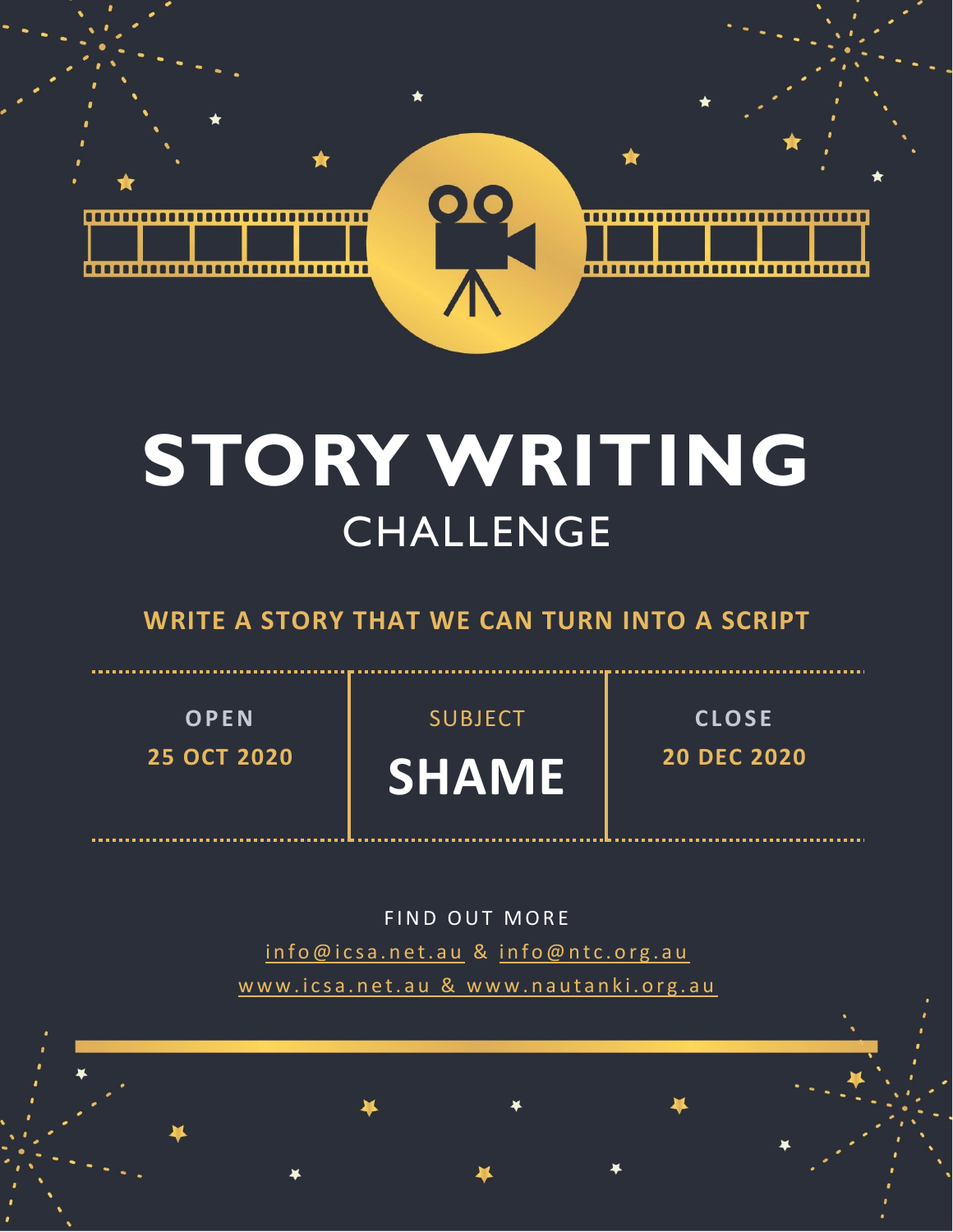# STORY WRITING

## CHALLENGE

**WRITE A STORY THAT WE CAN TURN INTO A SCRIPT**

| OPEN | SUBJECT | CLOSE |
|---|---|---|
| **25 OCT 2020** | **SHAME** | **20 DEC 2020** |

FIND OUT MORE

info@icsa.net.au & info@ntc.org.au

www.icsa.net.au & www.nautanki.org.au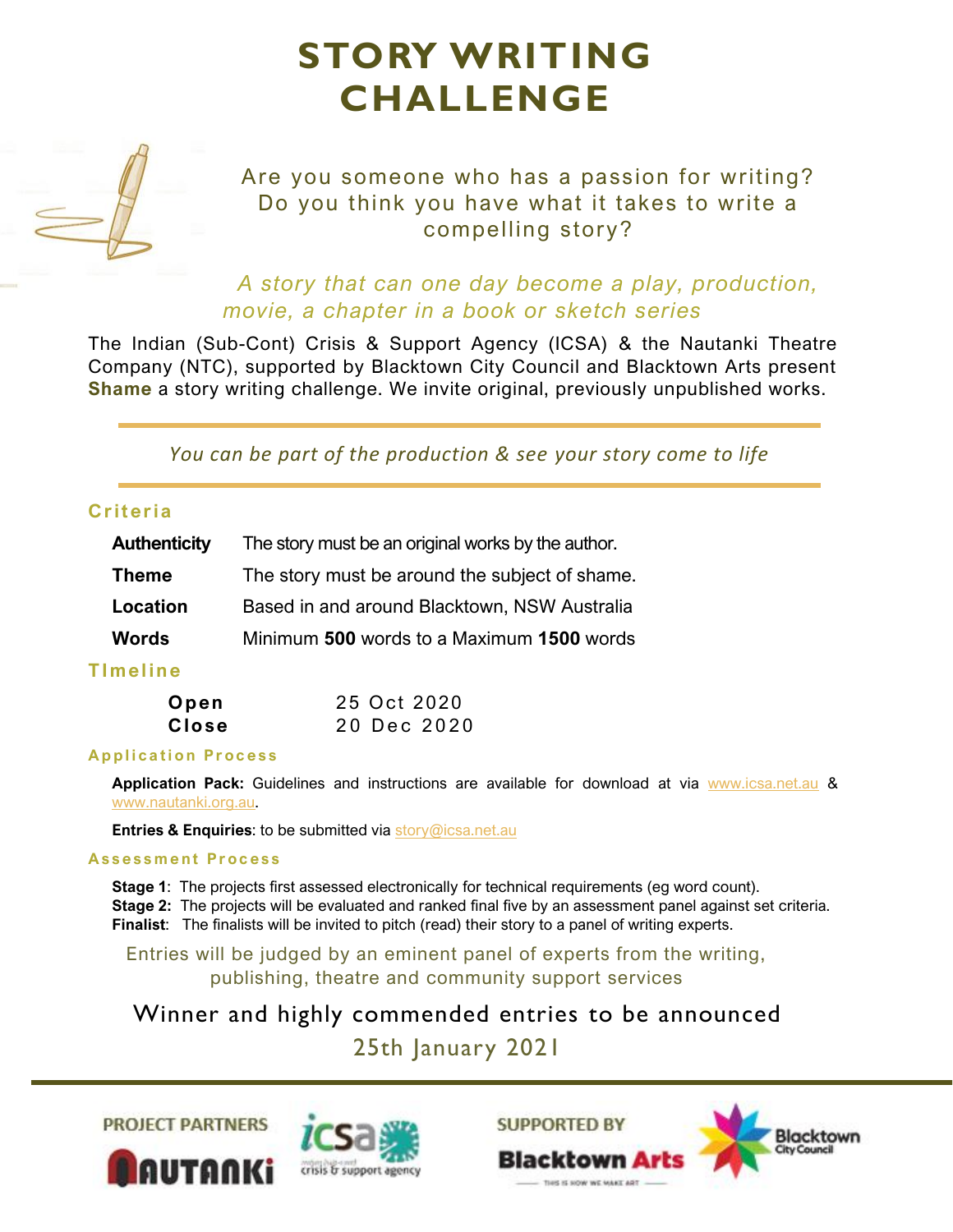# STORY WRITING CHALLENGE

Are you someone who has a passion for writing? Do you think you have what it takes to write a compelling story?

*A story that can one day become a play, production, movie, a chapter in a book or sketch series*

The Indian (Sub-Cont) Crisis & Support Agency (ICSA) & the Nautanki Theatre Company (NTC), supported by Blacktown City Council and Blacktown Arts present **Shame** a story writing challenge. We invite original, previously unpublished works.

*You can be part of the production & see your story come to life*

### Criteria

| | |
|---|---|
| **Authenticity** | The story must be an original works by the author. |
| **Theme** | The story must be around the subject of shame. |
| **Location** | Based in and around Blacktown, NSW Australia |
| **Words** | Minimum **500** words to a Maximum **1500** words |

### TImeline

| | |
|---|---|
| **Open** | 25 Oct 2020 |
| **Close** | 20 Dec 2020 |

### Application Process

**Application Pack:** Guidelines and instructions are available for download at via www.icsa.net.au & www.nautanki.org.au.

**Entries & Enquiries**: to be submitted via story@icsa.net.au

### Assessment Process

**Stage 1**: The projects first assessed electronically for technical requirements (eg word count).
**Stage 2:** The projects will be evaluated and ranked final five by an assessment panel against set criteria.
**Finalist**: The finalists will be invited to pitch (read) their story to a panel of writing experts.

Entries will be judged by an eminent panel of experts from the writing, publishing, theatre and community support services

Winner and highly commended entries to be announced 25th January 2021

PROJECT PARTNERS

NAUTANKI

icsa crisis & support agency

SUPPORTED BY

Blacktown Arts

THIS IS HOW WE MAKE ART

Blacktown City Council